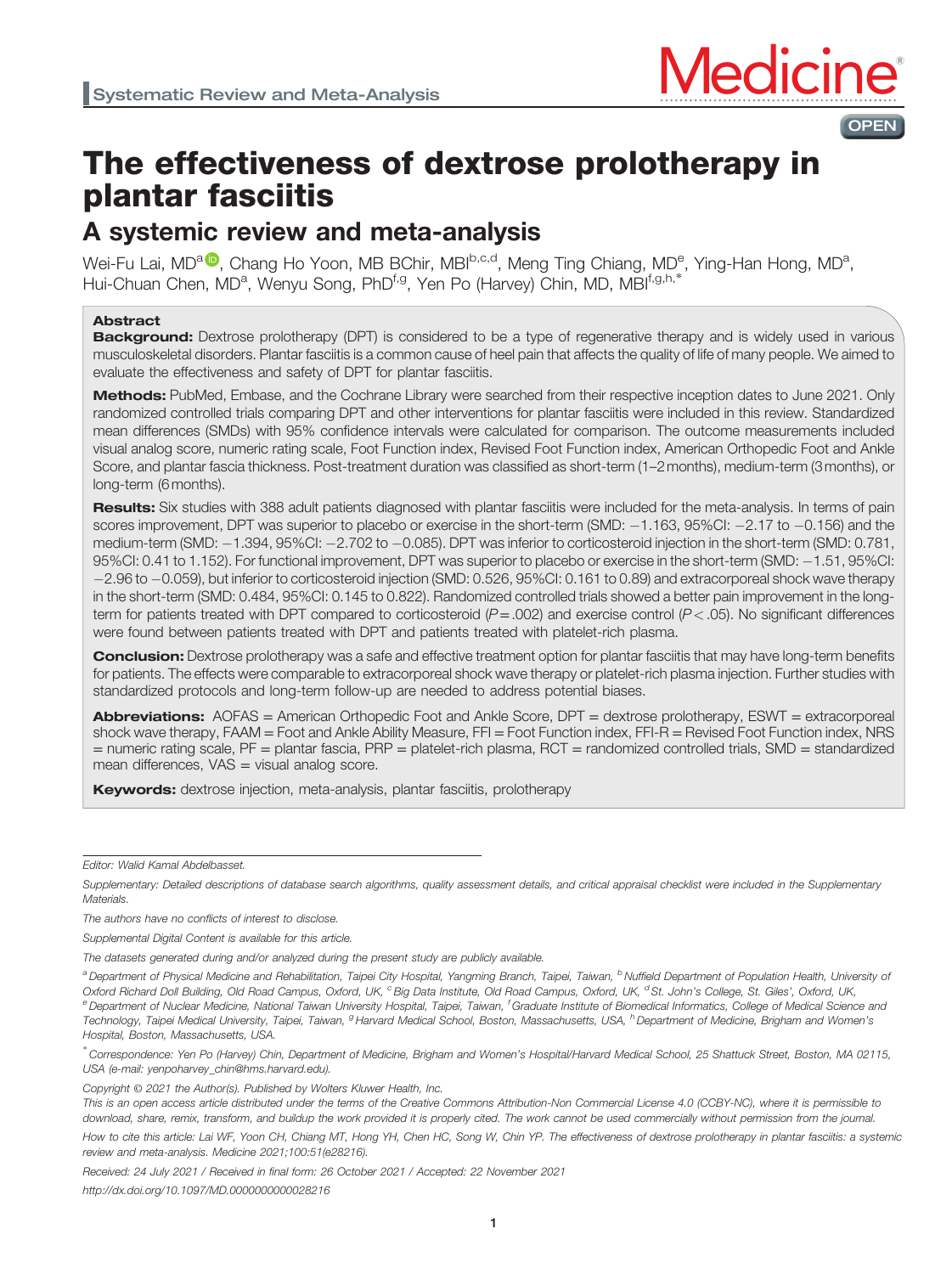Systematic Review and Meta-Analysis

# The effectiveness of dextrose prolotherapy in plantar fasciitis

## A systemic review and meta-analysis

Wei-Fu Lai, MD[a], Chang Ho Yoon, MB BChir, MBI[b,c,d], Meng Ting Chiang, MD[e], Ying-Han Hong, MD[a], Hui-Chuan Chen, MD[a], Wenyu Song, PhD[f,g], Yen Po (Harvey) Chin, MD, MBI[f,g,h,*]

### Abstract

**Background:** Dextrose prolotherapy (DPT) is considered to be a type of regenerative therapy and is widely used in various musculoskeletal disorders. Plantar fasciitis is a common cause of heel pain that affects the quality of life of many people. We aimed to evaluate the effectiveness and safety of DPT for plantar fasciitis.

**Methods:** PubMed, Embase, and the Cochrane Library were searched from their respective inception dates to June 2021. Only randomized controlled trials comparing DPT and other interventions for plantar fasciitis were included in this review. Standardized mean differences (SMDs) with 95% confidence intervals were calculated for comparison. The outcome measurements included visual analog score, numeric rating scale, Foot Function index, Revised Foot Function index, American Orthopedic Foot and Ankle Score, and plantar fascia thickness. Post-treatment duration was classified as short-term (1–2 months), medium-term (3 months), or long-term (6 months).

**Results:** Six studies with 388 adult patients diagnosed with plantar fasciitis were included for the meta-analysis. In terms of pain scores improvement, DPT was superior to placebo or exercise in the short-term (SMD: −1.163, 95%CI: −2.17 to −0.156) and the medium-term (SMD: −1.394, 95%CI: −2.702 to −0.085). DPT was inferior to corticosteroid injection in the short-term (SMD: 0.781, 95%CI: 0.41 to 1.152). For functional improvement, DPT was superior to placebo or exercise in the short-term (SMD: −1.51, 95%CI: −2.96 to −0.059), but inferior to corticosteroid injection (SMD: 0.526, 95%CI: 0.161 to 0.89) and extracorporeal shock wave therapy in the short-term (SMD: 0.484, 95%CI: 0.145 to 0.822). Randomized controlled trials showed a better pain improvement in the long-term for patients treated with DPT compared to corticosteroid ($P = .002$) and exercise control ($P < .05$). No significant differences were found between patients treated with DPT and patients treated with platelet-rich plasma.

**Conclusion:** Dextrose prolotherapy was a safe and effective treatment option for plantar fasciitis that may have long-term benefits for patients. The effects were comparable to extracorporeal shock wave therapy or platelet-rich plasma injection. Further studies with standardized protocols and long-term follow-up are needed to address potential biases.

**Abbreviations:** AOFAS = American Orthopedic Foot and Ankle Score, DPT = dextrose prolotherapy, ESWT = extracorporeal shock wave therapy, FAAM = Foot and Ankle Ability Measure, FFI = Foot Function index, FFI-R = Revised Foot Function index, NRS = numeric rating scale, PF = plantar fascia, PRP = platelet-rich plasma, RCT = randomized controlled trials, SMD = standardized mean differences, VAS = visual analog score.

**Keywords:** dextrose injection, meta-analysis, plantar fasciitis, prolotherapy

---

*Editor: Walid Kamal Abdelbasset.*

*Supplementary: Detailed descriptions of database search algorithms, quality assessment details, and critical appraisal checklist were included in the Supplementary Materials.*

*The authors have no conflicts of interest to disclose.*

*Supplemental Digital Content is available for this article.*

*The datasets generated during and/or analyzed during the present study are publicly available.*

*[a] Department of Physical Medicine and Rehabilitation, Taipei City Hospital, Yangming Branch, Taipei, Taiwan, [b] Nuffield Department of Population Health, University of Oxford Richard Doll Building, Old Road Campus, Oxford, UK, [c] Big Data Institute, Old Road Campus, Oxford, UK, [d] St. John's College, St. Giles', Oxford, UK, [e] Department of Nuclear Medicine, National Taiwan University Hospital, Taipei, Taiwan, [f] Graduate Institute of Biomedical Informatics, College of Medical Science and Technology, Taipei Medical University, Taipei, Taiwan, [g] Harvard Medical School, Boston, Massachusetts, USA, [h] Department of Medicine, Brigham and Women's Hospital, Boston, Massachusetts, USA.*

*[*] Correspondence: Yen Po (Harvey) Chin, Department of Medicine, Brigham and Women's Hospital/Harvard Medical School, 25 Shattuck Street, Boston, MA 02115, USA (e-mail: yenpoharvey_chin@hms.harvard.edu).*

*Copyright © 2021 the Author(s). Published by Wolters Kluwer Health, Inc.*

*This is an open access article distributed under the terms of the Creative Commons Attribution-Non Commercial License 4.0 (CCBY-NC), where it is permissible to download, share, remix, transform, and buildup the work provided it is properly cited. The work cannot be used commercially without permission from the journal.*

*How to cite this article: Lai WF, Yoon CH, Chiang MT, Hong YH, Chen HC, Song W, Chin YP. The effectiveness of dextrose prolotherapy in plantar fasciitis: a systemic review and meta-analysis. Medicine 2021;100:51(e28216).*

*Received: 24 July 2021 / Received in final form: 26 October 2021 / Accepted: 22 November 2021*

*http://dx.doi.org/10.1097/MD.0000000000028216*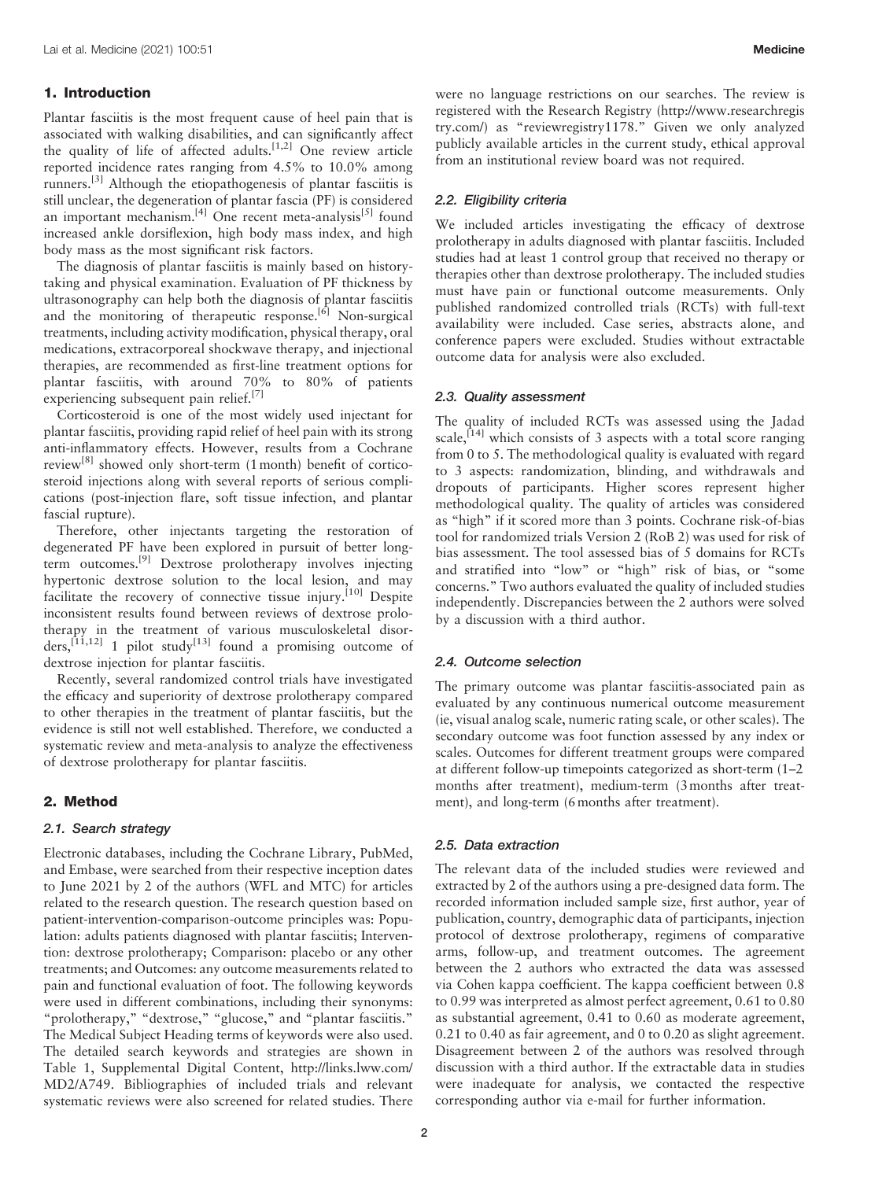## 1. Introduction

Plantar fasciitis is the most frequent cause of heel pain that is associated with walking disabilities, and can significantly affect the quality of life of affected adults.[1,2] One review article reported incidence rates ranging from 4.5% to 10.0% among runners.[3] Although the etiopathogenesis of plantar fasciitis is still unclear, the degeneration of plantar fascia (PF) is considered an important mechanism.[4] One recent meta-analysis[5] found increased ankle dorsiflexion, high body mass index, and high body mass as the most significant risk factors.

The diagnosis of plantar fasciitis is mainly based on history-taking and physical examination. Evaluation of PF thickness by ultrasonography can help both the diagnosis of plantar fasciitis and the monitoring of therapeutic response.[6] Non-surgical treatments, including activity modification, physical therapy, oral medications, extracorporeal shockwave therapy, and injectional therapies, are recommended as first-line treatment options for plantar fasciitis, with around 70% to 80% of patients experiencing subsequent pain relief.[7]

Corticosteroid is one of the most widely used injectant for plantar fasciitis, providing rapid relief of heel pain with its strong anti-inflammatory effects. However, results from a Cochrane review[8] showed only short-term (1 month) benefit of corticosteroid injections along with several reports of serious complications (post-injection flare, soft tissue infection, and plantar fascial rupture).

Therefore, other injectants targeting the restoration of degenerated PF have been explored in pursuit of better long-term outcomes.[9] Dextrose prolotherapy involves injecting hypertonic dextrose solution to the local lesion, and may facilitate the recovery of connective tissue injury.[10] Despite inconsistent results found between reviews of dextrose prolotherapy in the treatment of various musculoskeletal disorders,[11,12] 1 pilot study[13] found a promising outcome of dextrose injection for plantar fasciitis.

Recently, several randomized control trials have investigated the efficacy and superiority of dextrose prolotherapy compared to other therapies in the treatment of plantar fasciitis, but the evidence is still not well established. Therefore, we conducted a systematic review and meta-analysis to analyze the effectiveness of dextrose prolotherapy for plantar fasciitis.

## 2. Method

### 2.1. Search strategy

Electronic databases, including the Cochrane Library, PubMed, and Embase, were searched from their respective inception dates to June 2021 by 2 of the authors (WFL and MTC) for articles related to the research question. The research question based on patient-intervention-comparison-outcome principles was: Population: adults patients diagnosed with plantar fasciitis; Intervention: dextrose prolotherapy; Comparison: placebo or any other treatments; and Outcomes: any outcome measurements related to pain and functional evaluation of foot. The following keywords were used in different combinations, including their synonyms: "prolotherapy," "dextrose," "glucose," and "plantar fasciitis." The Medical Subject Heading terms of keywords were also used. The detailed search keywords and strategies are shown in Table 1, Supplemental Digital Content, http://links.lww.com/MD2/A749. Bibliographies of included trials and relevant systematic reviews were also screened for related studies. There were no language restrictions on our searches. The review is registered with the Research Registry (http://www.researchregistry.com/) as "reviewregistry1178." Given we only analyzed publicly available articles in the current study, ethical approval from an institutional review board was not required.

### 2.2. Eligibility criteria

We included articles investigating the efficacy of dextrose prolotherapy in adults diagnosed with plantar fasciitis. Included studies had at least 1 control group that received no therapy or therapies other than dextrose prolotherapy. The included studies must have pain or functional outcome measurements. Only published randomized controlled trials (RCTs) with full-text availability were included. Case series, abstracts alone, and conference papers were excluded. Studies without extractable outcome data for analysis were also excluded.

### 2.3. Quality assessment

The quality of included RCTs was assessed using the Jadad scale,[14] which consists of 3 aspects with a total score ranging from 0 to 5. The methodological quality is evaluated with regard to 3 aspects: randomization, blinding, and withdrawals and dropouts of participants. Higher scores represent higher methodological quality. The quality of articles was considered as "high" if it scored more than 3 points. Cochrane risk-of-bias tool for randomized trials Version 2 (RoB 2) was used for risk of bias assessment. The tool assessed bias of 5 domains for RCTs and stratified into "low" or "high" risk of bias, or "some concerns." Two authors evaluated the quality of included studies independently. Discrepancies between the 2 authors were solved by a discussion with a third author.

### 2.4. Outcome selection

The primary outcome was plantar fasciitis-associated pain as evaluated by any continuous numerical outcome measurement (ie, visual analog scale, numeric rating scale, or other scales). The secondary outcome was foot function assessed by any index or scales. Outcomes for different treatment groups were compared at different follow-up timepoints categorized as short-term (1–2 months after treatment), medium-term (3 months after treatment), and long-term (6 months after treatment).

### 2.5. Data extraction

The relevant data of the included studies were reviewed and extracted by 2 of the authors using a pre-designed data form. The recorded information included sample size, first author, year of publication, country, demographic data of participants, injection protocol of dextrose prolotherapy, regimens of comparative arms, follow-up, and treatment outcomes. The agreement between the 2 authors who extracted the data was assessed via Cohen kappa coefficient. The kappa coefficient between 0.8 to 0.99 was interpreted as almost perfect agreement, 0.61 to 0.80 as substantial agreement, 0.41 to 0.60 as moderate agreement, 0.21 to 0.40 as fair agreement, and 0 to 0.20 as slight agreement. Disagreement between 2 of the authors was resolved through discussion with a third author. If the extractable data in studies were inadequate for analysis, we contacted the respective corresponding author via e-mail for further information.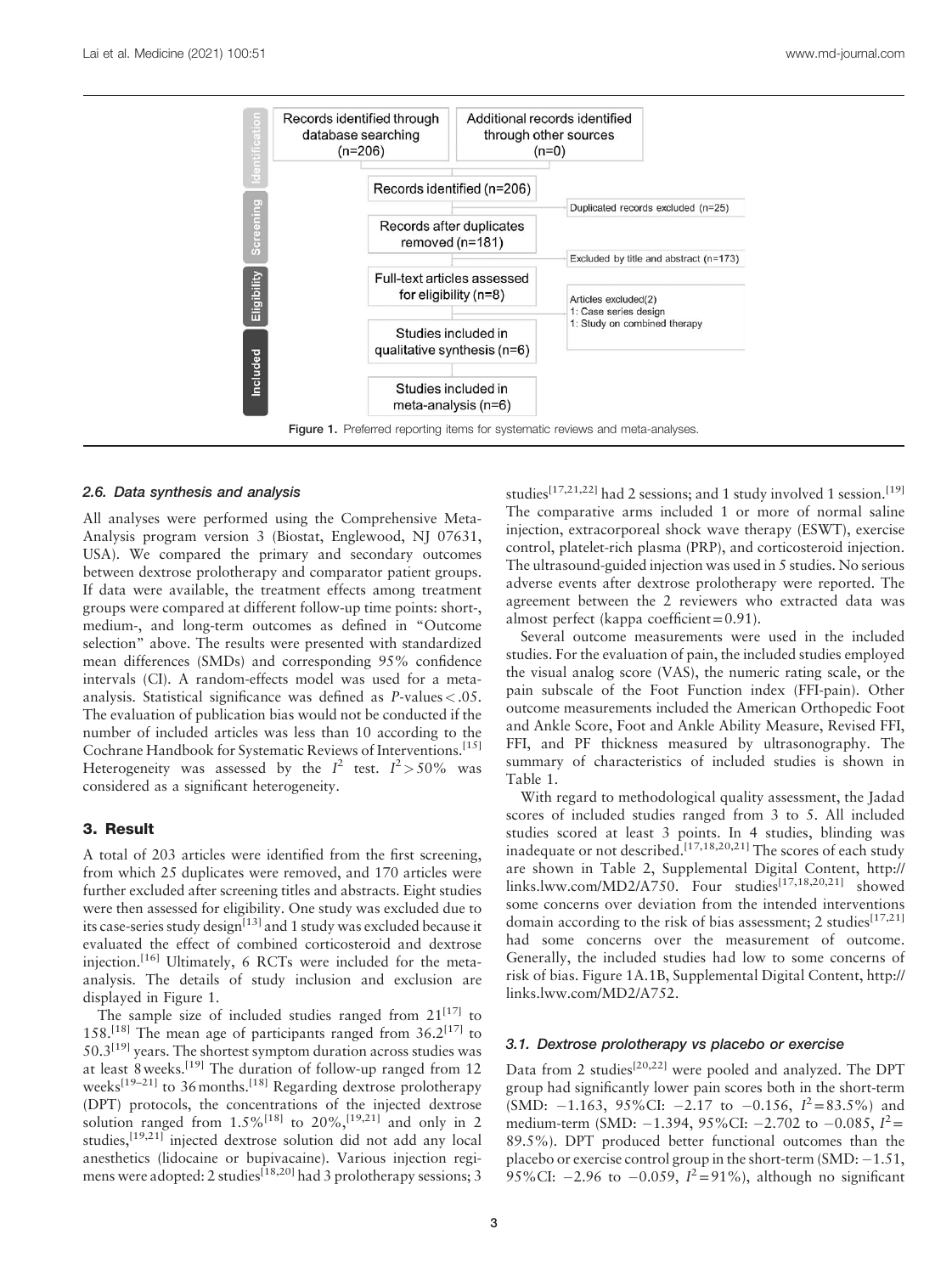Records identified through database searching (n=206)

Additional records identified through other sources (n=0)

Records identified (n=206)

Duplicated records excluded (n=25)

Records after duplicates removed (n=181)

Excluded by title and abstract (n=173)

Full-text articles assessed for eligibility (n=8)

Articles excluded(2)
1: Case series design
1: Study on combined therapy

Studies included in qualitative synthesis (n=6)

Studies included in meta-analysis (n=6)

Figure 1. Preferred reporting items for systematic reviews and meta-analyses.

### 2.6. Data synthesis and analysis

All analyses were performed using the Comprehensive Meta-Analysis program version 3 (Biostat, Englewood, NJ 07631, USA). We compared the primary and secondary outcomes between dextrose prolotherapy and comparator patient groups. If data were available, the treatment effects among treatment groups were compared at different follow-up time points: short-, medium-, and long-term outcomes as defined in "Outcome selection" above. The results were presented with standardized mean differences (SMDs) and corresponding 95% confidence intervals (CI). A random-effects model was used for a meta-analysis. Statistical significance was defined as $P$-values $< .05$. The evaluation of publication bias would not be conducted if the number of included articles was less than 10 according to the Cochrane Handbook for Systematic Reviews of Interventions.[15] Heterogeneity was assessed by the $I^2$ test. $I^2 > 50\%$ was considered as a significant heterogeneity.

## 3. Result

A total of 203 articles were identified from the first screening, from which 25 duplicates were removed, and 170 articles were further excluded after screening titles and abstracts. Eight studies were then assessed for eligibility. One study was excluded due to its case-series study design[13] and 1 study was excluded because it evaluated the effect of combined corticosteroid and dextrose injection.[16] Ultimately, 6 RCTs were included for the meta-analysis. The details of study inclusion and exclusion are displayed in Figure 1.

The sample size of included studies ranged from 21[17] to 158.[18] The mean age of participants ranged from 36.2[17] to 50.3[19] years. The shortest symptom duration across studies was at least 8 weeks.[19] The duration of follow-up ranged from 12 weeks[19–21] to 36 months.[18] Regarding dextrose prolotherapy (DPT) protocols, the concentrations of the injected dextrose solution ranged from 1.5%[18] to 20%,[19,21] and only in 2 studies,[19,21] injected dextrose solution did not add any local anesthetics (lidocaine or bupivacaine). Various injection regimens were adopted: 2 studies[18,20] had 3 prolotherapy sessions; 3 studies[17,21,22] had 2 sessions; and 1 study involved 1 session.[19] The comparative arms included 1 or more of normal saline injection, extracorporeal shock wave therapy (ESWT), exercise control, platelet-rich plasma (PRP), and corticosteroid injection. The ultrasound-guided injection was used in 5 studies. No serious adverse events after dextrose prolotherapy were reported. The agreement between the 2 reviewers who extracted data was almost perfect (kappa coefficient = 0.91).

Several outcome measurements were used in the included studies. For the evaluation of pain, the included studies employed the visual analog score (VAS), the numeric rating scale, or the pain subscale of the Foot Function index (FFI-pain). Other outcome measurements included the American Orthopedic Foot and Ankle Score, Foot and Ankle Ability Measure, Revised FFI, FFI, and PF thickness measured by ultrasonography. The summary of characteristics of included studies is shown in Table 1.

With regard to methodological quality assessment, the Jadad scores of included studies ranged from 3 to 5. All included studies scored at least 3 points. In 4 studies, blinding was inadequate or not described.[17,18,20,21] The scores of each study are shown in Table 2, Supplemental Digital Content, http://links.lww.com/MD2/A750. Four studies[17,18,20,21] showed some concerns over deviation from the intended interventions domain according to the risk of bias assessment; 2 studies[17,21] had some concerns over the measurement of outcome. Generally, the included studies had low to some concerns of risk of bias. Figure 1A.1B, Supplemental Digital Content, http://links.lww.com/MD2/A752.

### 3.1. Dextrose prolotherapy vs placebo or exercise

Data from 2 studies[20,22] were pooled and analyzed. The DPT group had significantly lower pain scores both in the short-term (SMD: $-1.163$, 95%CI: $-2.17$ to $-0.156$, $I^2 = 83.5\%$) and medium-term (SMD: $-1.394$, 95%CI: $-2.702$ to $-0.085$, $I^2 = 89.5\%$). DPT produced better functional outcomes than the placebo or exercise control group in the short-term (SMD: $-1.51$, 95%CI: $-2.96$ to $-0.059$, $I^2 = 91\%$), although no significant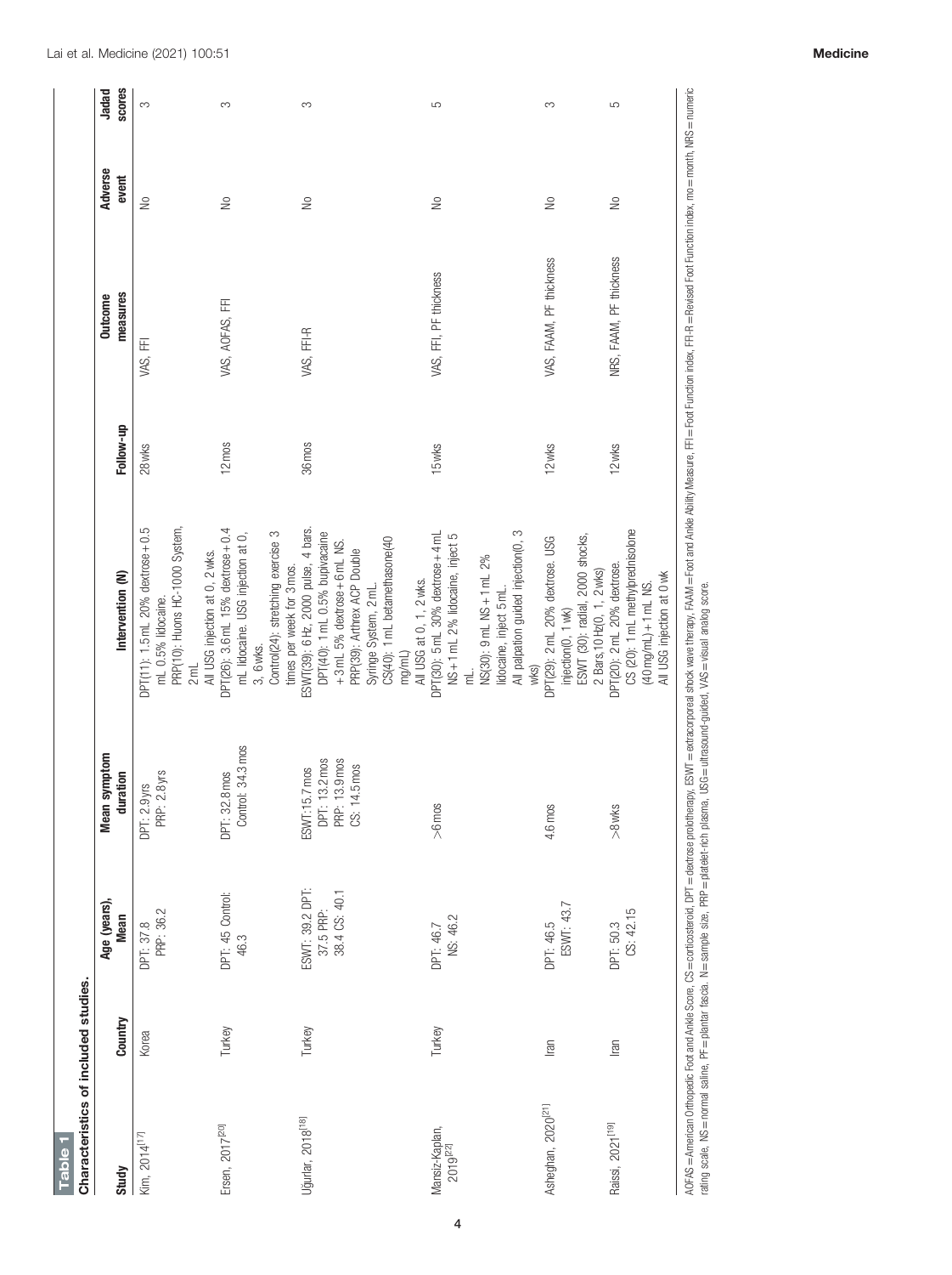**Table 1**

**Characteristics of included studies.**

| Study | Country | Age (years), Mean | Mean symptom duration | Intervention (N) | Follow-up | Outcome measures | Adverse event | Jadad scores |
|---|---|---|---|---|---|---|---|---|
| Kim, 2014[17] | Korea | DPT: 37.8 PRP: 36.2 | DPT: 2.9 yrs PRP: 2.8 yrs | DPT(11): 1.5 mL 20% dextrose + 0.5 mL 0.5% lidocaine. PRP(10): Huons HC-1000 System, 2 mL All USG injection at 0, 2 wks. | 28 wks | VAS, FFI | No | 3 |
| Ersen, 2017[20] | Turkey | DPT: 45 Control: 46.3 | DPT: 32.8 mos Control: 34.3 mos | DPT(26): 3.6 mL 15% dextrose + 0.4 mL lidocaine. USG injection at 0, 3, 6 wks. Control(24): stretching exercise 3 times per week for 3 mos. | 12 mos | VAS, AOFAS, FFI | No | 3 |
| Uğurlar, 2018[18] | Turkey | ESWT: 39.2 DPT: 37.5 PRP: 38.4 CS: 40.1 | ESWT:15.7 mos DPT: 13.2 mos PRP: 13.9 mos CS: 14.5 mos | ESWT(39): 6 Hz, 2000 pulse, 4 bars. DPT(40): 1 mL 0.5% bupivacaine + 3 mL 5% dextrose + 6 mL NS. PRP(39): Arthrex ACP Double Syringe System, 2 mL. CS(40): 1 mL betamethasone(40 mg/mL) All USG at 0, 1, 2 wks. | 36 mos | VAS, FFI-R | No | 3 |
| Mansiz-Kaplan, 2019[22] | Turkey | DPT: 46.7 NS: 46.2 | >6 mos | DPT(30): 5 mL 30% dextrose + 4 mL NS + 1 mL 2% lidocaine, inject 5 mL. NS(30): 9 mL NS + 1 mL 2% lidocaine, inject 5 mL. All palpation guided injection(0, 3 wks) | 15 wks | VAS, FFI, PF thickness | No | 5 |
| Asheghan, 2020[21] | Iran | DPT: 46.5 ESWT: 43.7 | 4.6 mos | DPT(29): 2 mL 20% dextrose. USG injection(0, 1 wk) ESWT (30): radial, 2000 shocks, 2 Bars, 10 Hz(0, 1, 2 wks) | 12 wks | VAS, FAAM, PF thickness | No | 3 |
| Raissi, 2021[19] | Iran | DPT: 50.3 CS: 42.15 | >8 wks | DPT(20): 2 mL 20% dextrose. CS (20): 1 mL methylprednisolone (40 mg/mL) + 1 mL NS. All USG injection at 0 wk | 12 wks | NRS, FAAM, PF thickness | No | 5 |

AOFAS = American Orthopedic Foot and Ankle Score, CS = corticosteroid, DPT = dextrose prolotherapy, ESWT = extracorporeal shock wave therapy, FAAM = Foot and Ankle Ability Measure, FFI = Foot Function index, FFI-R = Revised Foot Function index, mo = month, NRS = numeric rating scale, NS = normal saline, PF = plantar fascia. N = sample size, PRP = platelet-rich plasma, USG = ultrasound-guided, VAS = visual analog score.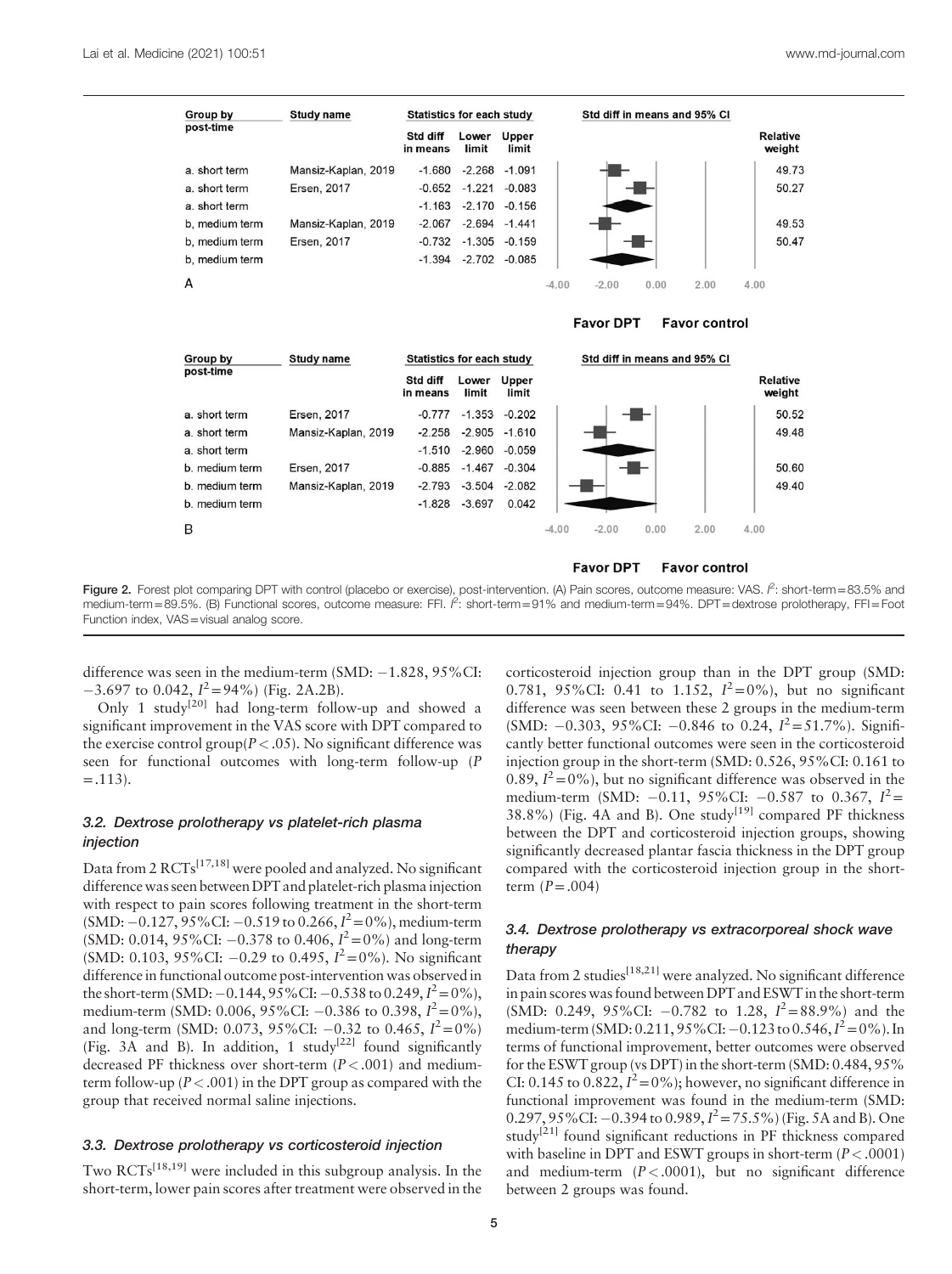| Group by post-time | Study name | Std diff in means | Lower limit | Upper limit | Relative weight |
|---|---|---|---|---|---|
| a. short term | Mansiz-Kaplan, 2019 | -1.680 | -2.268 | -1.091 | 49.73 |
| a. short term | Ersen, 2017 | -0.652 | -1.221 | -0.083 | 50.27 |
| a. short term | | -1.163 | -2.170 | -0.156 | |
| b, medium term | Mansiz-Kaplan, 2019 | -2.067 | -2.694 | -1.441 | 49.53 |
| b, medium term | Ersen, 2017 | -0.732 | -1.305 | -0.159 | 50.47 |
| b, medium term | | -1.394 | -2.702 | -0.085 | |

A

Favor DPT Favor control

| Group by post-time | Study name | Std diff in means | Lower limit | Upper limit | Relative weight |
|---|---|---|---|---|---|
| a. short term | Ersen, 2017 | -0.777 | -1.353 | -0.202 | 50.52 |
| a. short term | Mansiz-Kaplan, 2019 | -2.258 | -2.905 | -1.610 | 49.48 |
| a. short term | | -1.510 | -2.960 | -0.059 | |
| b. medium term | Ersen, 2017 | -0.885 | -1.467 | -0.304 | 50.60 |
| b. medium term | Mansiz-Kaplan, 2019 | -2.793 | -3.504 | -2.082 | 49.40 |
| b. medium term | | -1.828 | -3.697 | 0.042 | |

B

Favor DPT Favor control

**Figure 2.** Forest plot comparing DPT with control (placebo or exercise), post-intervention. (A) Pain scores, outcome measure: VAS. $I^2$: short-term = 83.5% and medium-term = 89.5%. (B) Functional scores, outcome measure: FFI. $I^2$: short-term = 91% and medium-term = 94%. DPT = dextrose prolotherapy, FFI = Foot Function index, VAS = visual analog score.

difference was seen in the medium-term (SMD: −1.828, 95%CI: −3.697 to 0.042, $I^2$ = 94%) (Fig. 2A.2B).

Only 1 study[20] had long-term follow-up and showed a significant improvement in the VAS score with DPT compared to the exercise control group($P < .05$). No significant difference was seen for functional outcomes with long-term follow-up ($P = .113$).

### 3.2. Dextrose prolotherapy vs platelet-rich plasma injection

Data from 2 RCTs[17,18] were pooled and analyzed. No significant difference was seen between DPT and platelet-rich plasma injection with respect to pain scores following treatment in the short-term (SMD: −0.127, 95%CI: −0.519 to 0.266, $I^2$ = 0%), medium-term (SMD: 0.014, 95%CI: −0.378 to 0.406, $I^2$ = 0%) and long-term (SMD: 0.103, 95%CI: −0.29 to 0.495, $I^2$ = 0%). No significant difference in functional outcome post-intervention was observed in the short-term (SMD: −0.144, 95%CI: −0.538 to 0.249, $I^2$ = 0%), medium-term (SMD: 0.006, 95%CI: −0.386 to 0.398, $I^2$ = 0%), and long-term (SMD: 0.073, 95%CI: −0.32 to 0.465, $I^2$ = 0%) (Fig. 3A and B). In addition, 1 study[22] found significantly decreased PF thickness over short-term ($P < .001$) and medium-term follow-up ($P < .001$) in the DPT group as compared with the group that received normal saline injections.

### 3.3. Dextrose prolotherapy vs corticosteroid injection

Two RCTs[18,19] were included in this subgroup analysis. In the short-term, lower pain scores after treatment were observed in the corticosteroid injection group than in the DPT group (SMD: 0.781, 95%CI: 0.41 to 1.152, $I^2$ = 0%), but no significant difference was seen between these 2 groups in the medium-term (SMD: −0.303, 95%CI: −0.846 to 0.24, $I^2$ = 51.7%). Significantly better functional outcomes were seen in the corticosteroid injection group in the short-term (SMD: 0.526, 95%CI: 0.161 to 0.89, $I^2$ = 0%), but no significant difference was observed in the medium-term (SMD: −0.11, 95%CI: −0.587 to 0.367, $I^2$ = 38.8%) (Fig. 4A and B). One study[19] compared PF thickness between the DPT and corticosteroid injection groups, showing significantly decreased plantar fascia thickness in the DPT group compared with the corticosteroid injection group in the short-term ($P = .004$)

### 3.4. Dextrose prolotherapy vs extracorporeal shock wave therapy

Data from 2 studies[18,21] were analyzed. No significant difference in pain scores was found between DPT and ESWT in the short-term (SMD: 0.249, 95%CI: −0.782 to 1.28, $I^2$ = 88.9%) and the medium-term (SMD: 0.211, 95%CI: −0.123 to 0.546, $I^2$ = 0%). In terms of functional improvement, better outcomes were observed for the ESWT group (vs DPT) in the short-term (SMD: 0.484, 95% CI: 0.145 to 0.822, $I^2$ = 0%); however, no significant difference in functional improvement was found in the medium-term (SMD: 0.297, 95%CI: −0.394 to 0.989, $I^2$ = 75.5%) (Fig. 5A and B). One study[21] found significant reductions in PF thickness compared with baseline in DPT and ESWT groups in short-term ($P < .0001$) and medium-term ($P < .0001$), but no significant difference between 2 groups was found.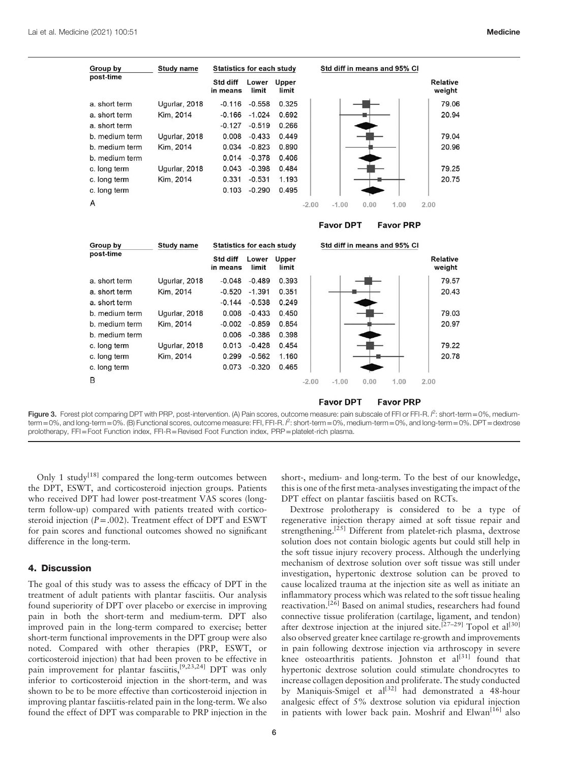| Group by post-time | Study name | Std diff in means | Lower limit | Upper limit | Relative weight |
|---|---|---|---|---|---|
| a. short term | Ugurlar, 2018 | -0.116 | -0.558 | 0.325 | 79.06 |
| a. short term | Kim, 2014 | -0.166 | -1.024 | 0.692 | 20.94 |
| a. short term | | -0.127 | -0.519 | 0.266 | |
| b. medium term | Ugurlar, 2018 | 0.008 | -0.433 | 0.449 | 79.04 |
| b. medium term | Kim, 2014 | 0.034 | -0.823 | 0.890 | 20.96 |
| b. medium term | | 0.014 | -0.378 | 0.406 | |
| c. long term | Ugurlar, 2018 | 0.043 | -0.398 | 0.484 | 79.25 |
| c. long term | Kim, 2014 | 0.331 | -0.531 | 1.193 | 20.75 |
| c. long term | | 0.103 | -0.290 | 0.495 | |

A

Favor DPT — Favor PRP

| Group by post-time | Study name | Std diff in means | Lower limit | Upper limit | Relative weight |
|---|---|---|---|---|---|
| a. short term | Ugurlar, 2018 | -0.048 | -0.489 | 0.393 | 79.57 |
| a. short term | Kim, 2014 | -0.520 | -1.391 | 0.351 | 20.43 |
| a. short term | | -0.144 | -0.538 | 0.249 | |
| b. medium term | Ugurlar, 2018 | 0.008 | -0.433 | 0.450 | 79.03 |
| b. medium term | Kim, 2014 | -0.002 | -0.859 | 0.854 | 20.97 |
| b. medium term | | 0.006 | -0.386 | 0.398 | |
| c. long term | Ugurlar, 2018 | 0.013 | -0.428 | 0.454 | 79.22 |
| c. long term | Kim, 2014 | 0.299 | -0.562 | 1.160 | 20.78 |
| c. long term | | 0.073 | -0.320 | 0.465 | |

B

Favor DPT — Favor PRP

Figure 3. Forest plot comparing DPT with PRP, post-intervention. (A) Pain scores, outcome measure: pain subscale of FFI or FFI-R. $I^2$: short-term = 0%, medium-term = 0%, and long-term = 0%. (B) Functional scores, outcome measure: FFI, FFI-R. $I^2$: short-term = 0%, medium-term = 0%, and long-term = 0%. DPT = dextrose prolotherapy, FFI = Foot Function index, FFI-R = Revised Foot Function index, PRP = platelet-rich plasma.

Only 1 study[18] compared the long-term outcomes between the DPT, ESWT, and corticosteroid injection groups. Patients who received DPT had lower post-treatment VAS scores (long-term follow-up) compared with patients treated with corticosteroid injection ($P = .002$). Treatment effect of DPT and ESWT for pain scores and functional outcomes showed no significant difference in the long-term.

## 4. Discussion

The goal of this study was to assess the efficacy of DPT in the treatment of adult patients with plantar fasciitis. Our analysis found superiority of DPT over placebo or exercise in improving pain in both the short-term and medium-term. DPT also improved pain in the long-term compared to exercise; better short-term functional improvements in the DPT group were also noted. Compared with other therapies (PRP, ESWT, or corticosteroid injection) that had been proven to be effective in pain improvement for plantar fasciitis,[9,23,24] DPT was only inferior to corticosteroid injection in the short-term, and was shown to be to be more effective than corticosteroid injection in improving plantar fasciitis-related pain in the long-term. We also found the effect of DPT was comparable to PRP injection in the short-, medium- and long-term. To the best of our knowledge, this is one of the first meta-analyses investigating the impact of the DPT effect on plantar fasciitis based on RCTs.

Dextrose prolotherapy is considered to be a type of regenerative injection therapy aimed at soft tissue repair and strengthening.[25] Different from platelet-rich plasma, dextrose solution does not contain biologic agents but could still help in the soft tissue injury recovery process. Although the underlying mechanism of dextrose solution over soft tissue was still under investigation, hypertonic dextrose solution can be proved to cause localized trauma at the injection site as well as initiate an inflammatory process which was related to the soft tissue healing reactivation.[26] Based on animal studies, researchers had found connective tissue proliferation (cartilage, ligament, and tendon) after dextrose injection at the injured site.[27–29] Topol et al[30] also observed greater knee cartilage re-growth and improvements in pain following dextrose injection via arthroscopy in severe knee osteoarthritis patients. Johnston et al[31] found that hypertonic dextrose solution could stimulate chondrocytes to increase collagen deposition and proliferate. The study conducted by Maniquis-Smigel et al[32] had demonstrated a 48-hour analgesic effect of 5% dextrose solution via epidural injection in patients with lower back pain. Moshrif and Elwan[16] also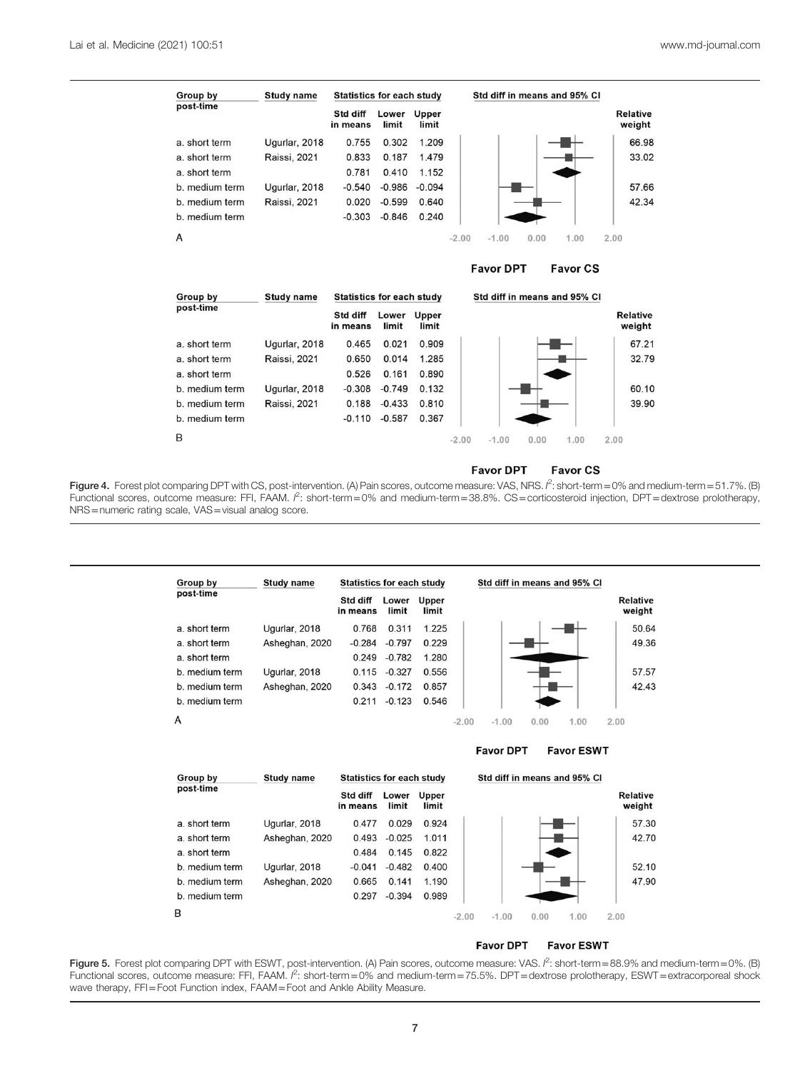| Group by post-time | Study name | Std diff in means | Lower limit | Upper limit | Relative weight |
|---|---|---|---|---|---|
| a. short term | Ugurlar, 2018 | 0.755 | 0.302 | 1.209 | 66.98 |
| a. short term | Raissi, 2021 | 0.833 | 0.187 | 1.479 | 33.02 |
| a. short term | | 0.781 | 0.410 | 1.152 | |
| b. medium term | Ugurlar, 2018 | -0.540 | -0.986 | -0.094 | 57.66 |
| b. medium term | Raissi, 2021 | 0.020 | -0.599 | 0.640 | 42.34 |
| b. medium term | | -0.303 | -0.846 | 0.240 | |

A

Favor DPT    Favor CS

| Group by post-time | Study name | Std diff in means | Lower limit | Upper limit | Relative weight |
|---|---|---|---|---|---|
| a. short term | Ugurlar, 2018 | 0.465 | 0.021 | 0.909 | 67.21 |
| a. short term | Raissi, 2021 | 0.650 | 0.014 | 1.285 | 32.79 |
| a. short term | | 0.526 | 0.161 | 0.890 | |
| b. medium term | Ugurlar, 2018 | -0.308 | -0.749 | 0.132 | 60.10 |
| b. medium term | Raissi, 2021 | 0.188 | -0.433 | 0.810 | 39.90 |
| b. medium term | | -0.110 | -0.587 | 0.367 | |

B

Favor DPT    Favor CS

**Figure 4.** Forest plot comparing DPT with CS, post-intervention. (A) Pain scores, outcome measure: VAS, NRS. $I^2$: short-term = 0% and medium-term = 51.7%. (B) Functional scores, outcome measure: FFI, FAAM. $I^2$: short-term = 0% and medium-term = 38.8%. CS = corticosteroid injection, DPT = dextrose prolotherapy, NRS = numeric rating scale, VAS = visual analog score.

| Group by post-time | Study name | Std diff in means | Lower limit | Upper limit | Relative weight |
|---|---|---|---|---|---|
| a. short term | Ugurlar, 2018 | 0.768 | 0.311 | 1.225 | 50.64 |
| a. short term | Asheghan, 2020 | -0.284 | -0.797 | 0.229 | 49.36 |
| a. short term | | 0.249 | -0.782 | 1.280 | |
| b. medium term | Ugurlar, 2018 | 0.115 | -0.327 | 0.556 | 57.57 |
| b. medium term | Asheghan, 2020 | 0.343 | -0.172 | 0.857 | 42.43 |
| b. medium term | | 0.211 | -0.123 | 0.546 | |

A

Favor DPT    Favor ESWT

| Group by post-time | Study name | Std diff in means | Lower limit | Upper limit | Relative weight |
|---|---|---|---|---|---|
| a. short term | Ugurlar, 2018 | 0.477 | 0.029 | 0.924 | 57.30 |
| a. short term | Asheghan, 2020 | 0.493 | -0.025 | 1.011 | 42.70 |
| a. short term | | 0.484 | 0.145 | 0.822 | |
| b. medium term | Ugurlar, 2018 | -0.041 | -0.482 | 0.400 | 52.10 |
| b. medium term | Asheghan, 2020 | 0.665 | 0.141 | 1.190 | 47.90 |
| b. medium term | | 0.297 | -0.394 | 0.989 | |

B

Favor DPT    Favor ESWT

**Figure 5.** Forest plot comparing DPT with ESWT, post-intervention. (A) Pain scores, outcome measure: VAS. $I^2$: short-term = 88.9% and medium-term = 0%. (B) Functional scores, outcome measure: FFI, FAAM. $I^2$: short-term = 0% and medium-term = 75.5%. DPT = dextrose prolotherapy, ESWT = extracorporeal shock wave therapy, FFI = Foot Function index, FAAM = Foot and Ankle Ability Measure.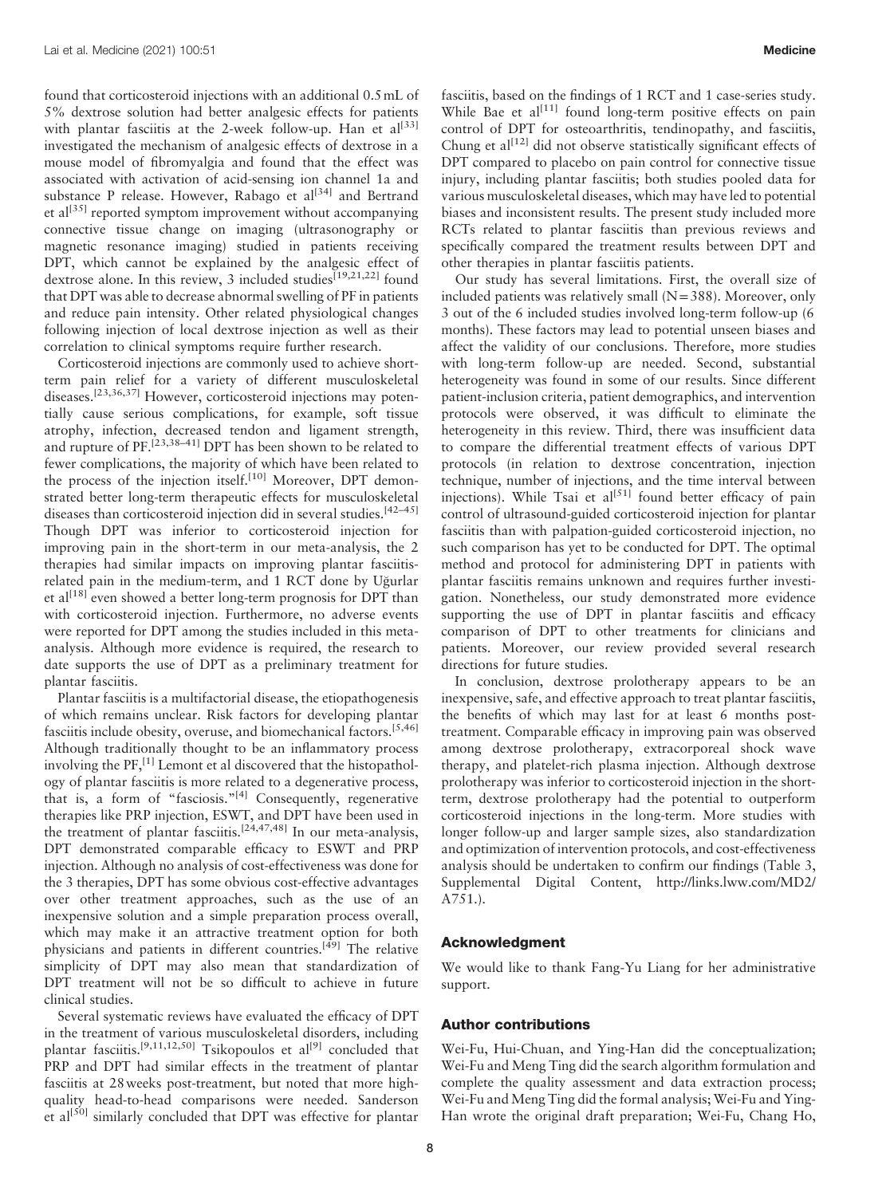found that corticosteroid injections with an additional 0.5 mL of 5% dextrose solution had better analgesic effects for patients with plantar fasciitis at the 2-week follow-up. Han et al[33] investigated the mechanism of analgesic effects of dextrose in a mouse model of fibromyalgia and found that the effect was associated with activation of acid-sensing ion channel 1a and substance P release. However, Rabago et al[34] and Bertrand et al[35] reported symptom improvement without accompanying connective tissue change on imaging (ultrasonography or magnetic resonance imaging) studied in patients receiving DPT, which cannot be explained by the analgesic effect of dextrose alone. In this review, 3 included studies[19,21,22] found that DPT was able to decrease abnormal swelling of PF in patients and reduce pain intensity. Other related physiological changes following injection of local dextrose injection as well as their correlation to clinical symptoms require further research.

Corticosteroid injections are commonly used to achieve short-term pain relief for a variety of different musculoskeletal diseases.[23,36,37] However, corticosteroid injections may potentially cause serious complications, for example, soft tissue atrophy, infection, decreased tendon and ligament strength, and rupture of PF.[23,38–41] DPT has been shown to be related to fewer complications, the majority of which have been related to the process of the injection itself.[10] Moreover, DPT demonstrated better long-term therapeutic effects for musculoskeletal diseases than corticosteroid injection did in several studies.[42–45] Though DPT was inferior to corticosteroid injection for improving pain in the short-term in our meta-analysis, the 2 therapies had similar impacts on improving plantar fasciitis-related pain in the medium-term, and 1 RCT done by Uğurlar et al[18] even showed a better long-term prognosis for DPT than with corticosteroid injection. Furthermore, no adverse events were reported for DPT among the studies included in this meta-analysis. Although more evidence is required, the research to date supports the use of DPT as a preliminary treatment for plantar fasciitis.

Plantar fasciitis is a multifactorial disease, the etiopathogenesis of which remains unclear. Risk factors for developing plantar fasciitis include obesity, overuse, and biomechanical factors.[5,46] Although traditionally thought to be an inflammatory process involving the PF,[1] Lemont et al discovered that the histopathology of plantar fasciitis is more related to a degenerative process, that is, a form of "fasciosis."[4] Consequently, regenerative therapies like PRP injection, ESWT, and DPT have been used in the treatment of plantar fasciitis.[24,47,48] In our meta-analysis, DPT demonstrated comparable efficacy to ESWT and PRP injection. Although no analysis of cost-effectiveness was done for the 3 therapies, DPT has some obvious cost-effective advantages over other treatment approaches, such as the use of an inexpensive solution and a simple preparation process overall, which may make it an attractive treatment option for both physicians and patients in different countries.[49] The relative simplicity of DPT may also mean that standardization of DPT treatment will not be so difficult to achieve in future clinical studies.

Several systematic reviews have evaluated the efficacy of DPT in the treatment of various musculoskeletal disorders, including plantar fasciitis.[9,11,12,50] Tsikopoulos et al[9] concluded that PRP and DPT had similar effects in the treatment of plantar fasciitis at 28 weeks post-treatment, but noted that more high-quality head-to-head comparisons were needed. Sanderson et al[50] similarly concluded that DPT was effective for plantar fasciitis, based on the findings of 1 RCT and 1 case-series study. While Bae et al[11] found long-term positive effects on pain control of DPT for osteoarthritis, tendinopathy, and fasciitis, Chung et al[12] did not observe statistically significant effects of DPT compared to placebo on pain control for connective tissue injury, including plantar fasciitis; both studies pooled data for various musculoskeletal diseases, which may have led to potential biases and inconsistent results. The present study included more RCTs related to plantar fasciitis than previous reviews and specifically compared the treatment results between DPT and other therapies in plantar fasciitis patients.

Our study has several limitations. First, the overall size of included patients was relatively small (N = 388). Moreover, only 3 out of the 6 included studies involved long-term follow-up (6 months). These factors may lead to potential unseen biases and affect the validity of our conclusions. Therefore, more studies with long-term follow-up are needed. Second, substantial heterogeneity was found in some of our results. Since different patient-inclusion criteria, patient demographics, and intervention protocols were observed, it was difficult to eliminate the heterogeneity in this review. Third, there was insufficient data to compare the differential treatment effects of various DPT protocols (in relation to dextrose concentration, injection technique, number of injections, and the time interval between injections). While Tsai et al[51] found better efficacy of pain control of ultrasound-guided corticosteroid injection for plantar fasciitis than with palpation-guided corticosteroid injection, no such comparison has yet to be conducted for DPT. The optimal method and protocol for administering DPT in patients with plantar fasciitis remains unknown and requires further investigation. Nonetheless, our study demonstrated more evidence supporting the use of DPT in plantar fasciitis and efficacy comparison of DPT to other treatments for clinicians and patients. Moreover, our review provided several research directions for future studies.

In conclusion, dextrose prolotherapy appears to be an inexpensive, safe, and effective approach to treat plantar fasciitis, the benefits of which may last for at least 6 months post-treatment. Comparable efficacy in improving pain was observed among dextrose prolotherapy, extracorporeal shock wave therapy, and platelet-rich plasma injection. Although dextrose prolotherapy was inferior to corticosteroid injection in the short-term, dextrose prolotherapy had the potential to outperform corticosteroid injections in the long-term. More studies with longer follow-up and larger sample sizes, also standardization and optimization of intervention protocols, and cost-effectiveness analysis should be undertaken to confirm our findings (Table 3, Supplemental Digital Content, http://links.lww.com/MD2/A751.).

## Acknowledgment

We would like to thank Fang-Yu Liang for her administrative support.

## Author contributions

Wei-Fu, Hui-Chuan, and Ying-Han did the conceptualization; Wei-Fu and Meng Ting did the search algorithm formulation and complete the quality assessment and data extraction process; Wei-Fu and Meng Ting did the formal analysis; Wei-Fu and Ying-Han wrote the original draft preparation; Wei-Fu, Chang Ho,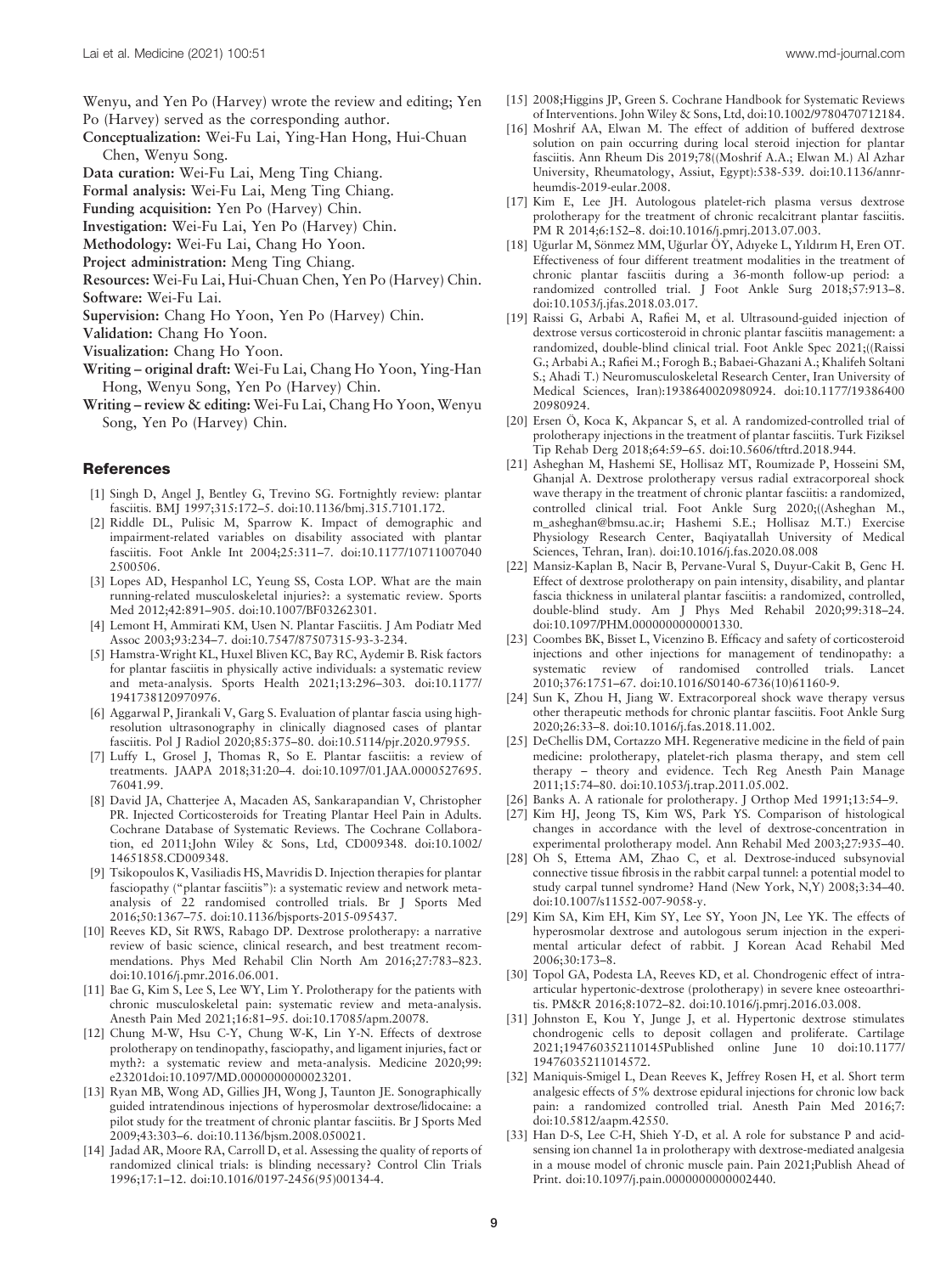Wenyu, and Yen Po (Harvey) wrote the review and editing; Yen Po (Harvey) served as the corresponding author.

**Conceptualization:** Wei-Fu Lai, Ying-Han Hong, Hui-Chuan Chen, Wenyu Song.

**Data curation:** Wei-Fu Lai, Meng Ting Chiang.

**Formal analysis:** Wei-Fu Lai, Meng Ting Chiang.

**Funding acquisition:** Yen Po (Harvey) Chin.

**Investigation:** Wei-Fu Lai, Yen Po (Harvey) Chin.

**Methodology:** Wei-Fu Lai, Chang Ho Yoon.

**Project administration:** Meng Ting Chiang.

**Resources:** Wei-Fu Lai, Hui-Chuan Chen, Yen Po (Harvey) Chin.

**Software:** Wei-Fu Lai.

**Supervision:** Chang Ho Yoon, Yen Po (Harvey) Chin.

**Validation:** Chang Ho Yoon.

**Visualization:** Chang Ho Yoon.

**Writing – original draft:** Wei-Fu Lai, Chang Ho Yoon, Ying-Han Hong, Wenyu Song, Yen Po (Harvey) Chin.

**Writing – review & editing:** Wei-Fu Lai, Chang Ho Yoon, Wenyu Song, Yen Po (Harvey) Chin.

## References

[1] Singh D, Angel J, Bentley G, Trevino SG. Fortnightly review: plantar fasciitis. BMJ 1997;315:172–5. doi:10.1136/bmj.315.7101.172.

[2] Riddle DL, Pulisic M, Sparrow K. Impact of demographic and impairment-related variables on disability associated with plantar fasciitis. Foot Ankle Int 2004;25:311–7. doi:10.1177/107110070402500506.

[3] Lopes AD, Hespanhol LC, Yeung SS, Costa LOP. What are the main running-related musculoskeletal injuries?: a systematic review. Sports Med 2012;42:891–905. doi:10.1007/BF03262301.

[4] Lemont H, Ammirati KM, Usen N. Plantar Fasciitis. J Am Podiatr Med Assoc 2003;93:234–7. doi:10.7547/87507315-93-3-234.

[5] Hamstra-Wright KL, Huxel Bliven KC, Bay RC, Aydemir B. Risk factors for plantar fasciitis in physically active individuals: a systematic review and meta-analysis. Sports Health 2021;13:296–303. doi:10.1177/1941738120970976.

[6] Aggarwal P, Jirankali V, Garg S. Evaluation of plantar fascia using high-resolution ultrasonography in clinically diagnosed cases of plantar fasciitis. Pol J Radiol 2020;85:375–80. doi:10.5114/pjr.2020.97955.

[7] Luffy L, Grosel J, Thomas R, So E. Plantar fasciitis: a review of treatments. JAAPA 2018;31:20–4. doi:10.1097/01.JAA.0000527695.76041.99.

[8] David JA, Chatterjee A, Macaden AS, Sankarapandian V, Christopher PR. Injected Corticosteroids for Treating Plantar Heel Pain in Adults. Cochrane Database of Systematic Reviews. The Cochrane Collaboration, ed 2011;John Wiley & Sons, Ltd, CD009348. doi:10.1002/14651858.CD009348.

[9] Tsikopoulos K, Vasiliadis HS, Mavridis D. Injection therapies for plantar fasciopathy ("plantar fasciitis"): a systematic review and network meta-analysis of 22 randomised controlled trials. Br J Sports Med 2016;50:1367–75. doi:10.1136/bjsports-2015-095437.

[10] Reeves KD, Sit RWS, Rabago DP. Dextrose prolotherapy: a narrative review of basic science, clinical research, and best treatment recommendations. Phys Med Rehabil Clin North Am 2016;27:783–823. doi:10.1016/j.pmr.2016.06.001.

[11] Bae G, Kim S, Lee S, Lee WY, Lim Y. Prolotherapy for the patients with chronic musculoskeletal pain: systematic review and meta-analysis. Anesth Pain Med 2021;16:81–95. doi:10.17085/apm.20078.

[12] Chung M-W, Hsu C-Y, Chung W-K, Lin Y-N. Effects of dextrose prolotherapy on tendinopathy, fasciopathy, and ligament injuries, fact or myth?: a systematic review and meta-analysis. Medicine 2020;99:e23201doi:10.1097/MD.0000000000023201.

[13] Ryan MB, Wong AD, Gillies JH, Wong J, Taunton JE. Sonographically guided intratendinous injections of hyperosmolar dextrose/lidocaine: a pilot study for the treatment of chronic plantar fasciitis. Br J Sports Med 2009;43:303–6. doi:10.1136/bjsm.2008.050021.

[14] Jadad AR, Moore RA, Carroll D, et al. Assessing the quality of reports of randomized clinical trials: is blinding necessary? Control Clin Trials 1996;17:1–12. doi:10.1016/0197-2456(95)00134-4.

[15] 2008;Higgins JP, Green S. Cochrane Handbook for Systematic Reviews of Interventions. John Wiley & Sons, Ltd, doi:10.1002/9780470712184.

[16] Moshrif AA, Elwan M. The effect of addition of buffered dextrose solution on pain occurring during local steroid injection for plantar fasciitis. Ann Rheum Dis 2019;78((Moshrif A.A.; Elwan M.) Al Azhar University, Rheumatology, Assiut, Egypt):538-539. doi:10.1136/annrheumdis-2019-eular.2008.

[17] Kim E, Lee JH. Autologous platelet-rich plasma versus dextrose prolotherapy for the treatment of chronic recalcitrant plantar fasciitis. PM R 2014;6:152–8. doi:10.1016/j.pmrj.2013.07.003.

[18] Uğurlar M, Sönmez MM, Uğurlar ÖY, Adıyeke L, Yıldırım H, Eren OT. Effectiveness of four different treatment modalities in the treatment of chronic plantar fasciitis during a 36-month follow-up period: a randomized controlled trial. J Foot Ankle Surg 2018;57:913–8. doi:10.1053/j.jfas.2018.03.017.

[19] Raissi G, Arbabi A, Rafiei M, et al. Ultrasound-guided injection of dextrose versus corticosteroid in chronic plantar fasciitis management: a randomized, double-blind clinical trial. Foot Ankle Spec 2021;((Raissi G.; Arbabi A.; Rafiei M.; Forogh B.; Babaei-Ghazani A.; Khalifeh Soltani S.; Ahadi T.) Neuromusculoskeletal Research Center, Iran University of Medical Sciences, Iran):1938640020980924. doi:10.1177/1938640020980924.

[20] Ersen Ö, Koca K, Akpancar S, et al. A randomized-controlled trial of prolotherapy injections in the treatment of plantar fasciitis. Turk Fiziksel Tip Rehab Derg 2018;64:59–65. doi:10.5606/tftrd.2018.944.

[21] Asheghan M, Hashemi SE, Hollisaz MT, Roumizade P, Hosseini SM, Ghanjal A. Dextrose prolotherapy versus radial extracorporeal shock wave therapy in the treatment of chronic plantar fasciitis: a randomized, controlled clinical trial. Foot Ankle Surg 2020;((Asheghan M., m_asheghan@bmsu.ac.ir; Hashemi S.E.; Hollisaz M.T.) Exercise Physiology Research Center, Baqiyatallah University of Medical Sciences, Tehran, Iran). doi:10.1016/j.fas.2020.08.008

[22] Mansiz-Kaplan B, Nacir B, Pervane-Vural S, Duyur-Cakit B, Genc H. Effect of dextrose prolotherapy on pain intensity, disability, and plantar fascia thickness in unilateral plantar fasciitis: a randomized, controlled, double-blind study. Am J Phys Med Rehabil 2020;99:318–24. doi:10.1097/PHM.0000000000001330.

[23] Coombes BK, Bisset L, Vicenzino B. Efficacy and safety of corticosteroid injections and other injections for management of tendinopathy: a systematic review of randomised controlled trials. Lancet 2010;376:1751–67. doi:10.1016/S0140-6736(10)61160-9.

[24] Sun K, Zhou H, Jiang W. Extracorporeal shock wave therapy versus other therapeutic methods for chronic plantar fasciitis. Foot Ankle Surg 2020;26:33–8. doi:10.1016/j.fas.2018.11.002.

[25] DeChellis DM, Cortazzo MH. Regenerative medicine in the field of pain medicine: prolotherapy, platelet-rich plasma therapy, and stem cell therapy – theory and evidence. Tech Reg Anesth Pain Manage 2011;15:74–80. doi:10.1053/j.trap.2011.05.002.

[26] Banks A. A rationale for prolotherapy. J Orthop Med 1991;13:54–9.

[27] Kim HJ, Jeong TS, Kim WS, Park YS. Comparison of histological changes in accordance with the level of dextrose-concentration in experimental prolotherapy model. Ann Rehabil Med 2003;27:935–40.

[28] Oh S, Ettema AM, Zhao C, et al. Dextrose-induced subsynovial connective tissue fibrosis in the rabbit carpal tunnel: a potential model to study carpal tunnel syndrome? Hand (New York, N,Y) 2008;3:34–40. doi:10.1007/s11552-007-9058-y.

[29] Kim SA, Kim EH, Kim SY, Lee SY, Yoon JN, Lee YK. The effects of hyperosmolar dextrose and autologous serum injection in the experimental articular defect of rabbit. J Korean Acad Rehabil Med 2006;30:173–8.

[30] Topol GA, Podesta LA, Reeves KD, et al. Chondrogenic effect of intra-articular hypertonic-dextrose (prolotherapy) in severe knee osteoarthritis. PM&R 2016;8:1072–82. doi:10.1016/j.pmrj.2016.03.008.

[31] Johnston E, Kou Y, Junge J, et al. Hypertonic dextrose stimulates chondrogenic cells to deposit collagen and proliferate. Cartilage 2021;194760352110145Published online June 10 doi:10.1177/19476035211014572.

[32] Maniquis-Smigel L, Dean Reeves K, Jeffrey Rosen H, et al. Short term analgesic effects of 5% dextrose epidural injections for chronic low back pain: a randomized controlled trial. Anesth Pain Med 2016;7: doi:10.5812/aapm.42550.

[33] Han D-S, Lee C-H, Shieh Y-D, et al. A role for substance P and acid-sensing ion channel 1a in prolotherapy with dextrose-mediated analgesia in a mouse model of chronic muscle pain. Pain 2021;Publish Ahead of Print. doi:10.1097/j.pain.0000000000002440.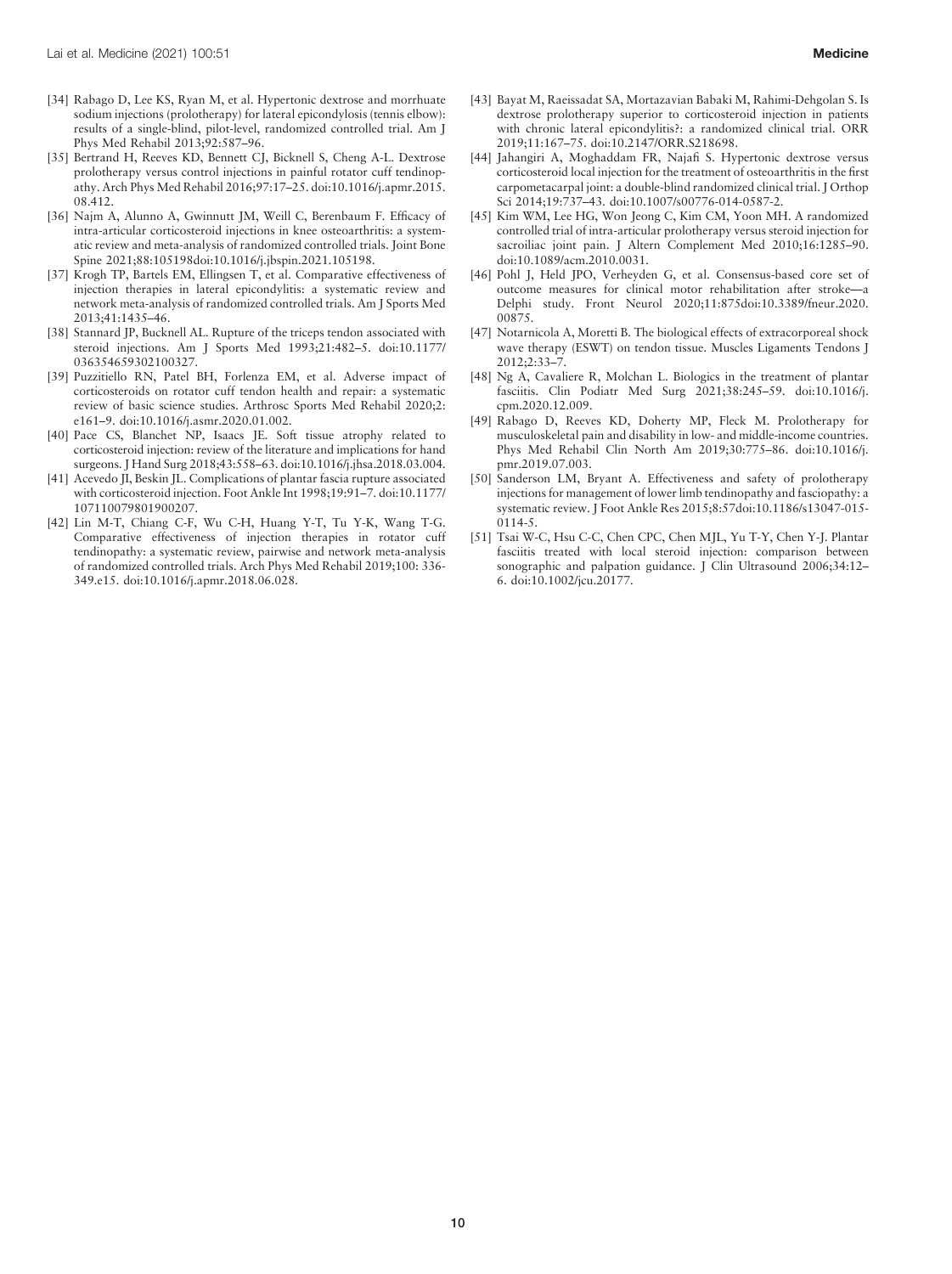[34] Rabago D, Lee KS, Ryan M, et al. Hypertonic dextrose and morrhuate sodium injections (prolotherapy) for lateral epicondylosis (tennis elbow): results of a single-blind, pilot-level, randomized controlled trial. Am J Phys Med Rehabil 2013;92:587–96.

[35] Bertrand H, Reeves KD, Bennett CJ, Bicknell S, Cheng A-L. Dextrose prolotherapy versus control injections in painful rotator cuff tendinopathy. Arch Phys Med Rehabil 2016;97:17–25. doi:10.1016/j.apmr.2015.08.412.

[36] Najm A, Alunno A, Gwinnutt JM, Weill C, Berenbaum F. Efficacy of intra-articular corticosteroid injections in knee osteoarthritis: a systematic review and meta-analysis of randomized controlled trials. Joint Bone Spine 2021;88:105198doi:10.1016/j.jbspin.2021.105198.

[37] Krogh TP, Bartels EM, Ellingsen T, et al. Comparative effectiveness of injection therapies in lateral epicondylitis: a systematic review and network meta-analysis of randomized controlled trials. Am J Sports Med 2013;41:1435–46.

[38] Stannard JP, Bucknell AL. Rupture of the triceps tendon associated with steroid injections. Am J Sports Med 1993;21:482–5. doi:10.1177/036354659302100327.

[39] Puzzitiello RN, Patel BH, Forlenza EM, et al. Adverse impact of corticosteroids on rotator cuff tendon health and repair: a systematic review of basic science studies. Arthrosc Sports Med Rehabil 2020;2:e161–9. doi:10.1016/j.asmr.2020.01.002.

[40] Pace CS, Blanchet NP, Isaacs JE. Soft tissue atrophy related to corticosteroid injection: review of the literature and implications for hand surgeons. J Hand Surg 2018;43:558–63. doi:10.1016/j.jhsa.2018.03.004.

[41] Acevedo JI, Beskin JL. Complications of plantar fascia rupture associated with corticosteroid injection. Foot Ankle Int 1998;19:91–7. doi:10.1177/107110079801900207.

[42] Lin M-T, Chiang C-F, Wu C-H, Huang Y-T, Tu Y-K, Wang T-G. Comparative effectiveness of injection therapies in rotator cuff tendinopathy: a systematic review, pairwise and network meta-analysis of randomized controlled trials. Arch Phys Med Rehabil 2019;100: 336-349.e15. doi:10.1016/j.apmr.2018.06.028.

[43] Bayat M, Raeissadat SA, Mortazavian Babaki M, Rahimi-Dehgolan S. Is dextrose prolotherapy superior to corticosteroid injection in patients with chronic lateral epicondylitis?: a randomized clinical trial. ORR 2019;11:167–75. doi:10.2147/ORR.S218698.

[44] Jahangiri A, Moghaddam FR, Najafi S. Hypertonic dextrose versus corticosteroid local injection for the treatment of osteoarthritis in the first carpometacarpal joint: a double-blind randomized clinical trial. J Orthop Sci 2014;19:737–43. doi:10.1007/s00776-014-0587-2.

[45] Kim WM, Lee HG, Won Jeong C, Kim CM, Yoon MH. A randomized controlled trial of intra-articular prolotherapy versus steroid injection for sacroiliac joint pain. J Altern Complement Med 2010;16:1285–90. doi:10.1089/acm.2010.0031.

[46] Pohl J, Held JPO, Verheyden G, et al. Consensus-based core set of outcome measures for clinical motor rehabilitation after stroke—a Delphi study. Front Neurol 2020;11:875doi:10.3389/fneur.2020.00875.

[47] Notarnicola A, Moretti B. The biological effects of extracorporeal shock wave therapy (ESWT) on tendon tissue. Muscles Ligaments Tendons J 2012;2:33–7.

[48] Ng A, Cavaliere R, Molchan L. Biologics in the treatment of plantar fasciitis. Clin Podiatr Med Surg 2021;38:245–59. doi:10.1016/j.cpm.2020.12.009.

[49] Rabago D, Reeves KD, Doherty MP, Fleck M. Prolotherapy for musculoskeletal pain and disability in low- and middle-income countries. Phys Med Rehabil Clin North Am 2019;30:775–86. doi:10.1016/j.pmr.2019.07.003.

[50] Sanderson LM, Bryant A. Effectiveness and safety of prolotherapy injections for management of lower limb tendinopathy and fasciopathy: a systematic review. J Foot Ankle Res 2015;8:57doi:10.1186/s13047-015-0114-5.

[51] Tsai W-C, Hsu C-C, Chen CPC, Chen MJL, Yu T-Y, Chen Y-J. Plantar fasciitis treated with local steroid injection: comparison between sonographic and palpation guidance. J Clin Ultrasound 2006;34:12–6. doi:10.1002/jcu.20177.